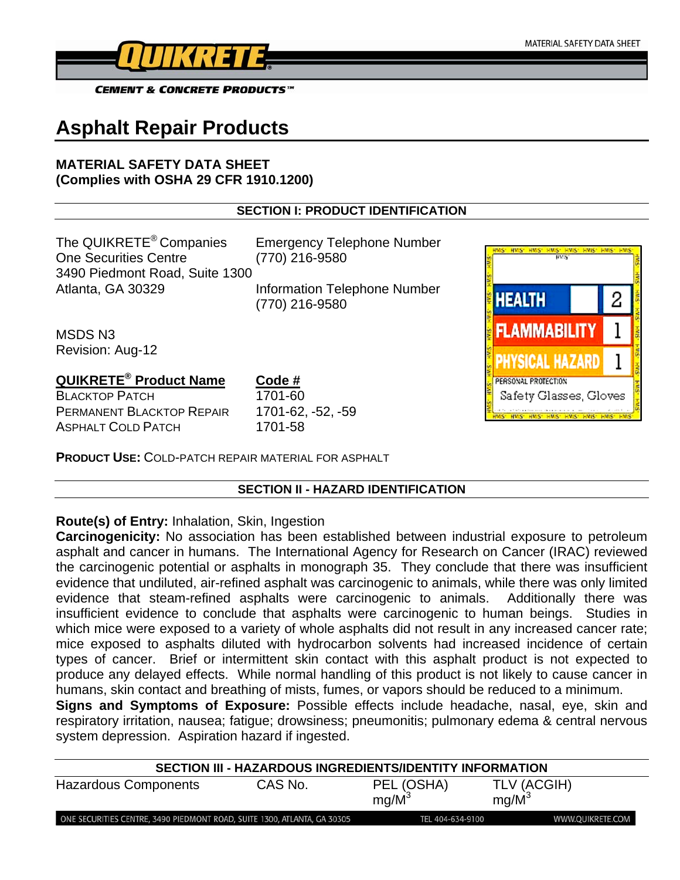# Asphalt Repair Products

**MATERIAL SAFETY DATA SHEET**
**(Complies with OSHA 29 CFR 1910.1200)**

## SECTION I: PRODUCT IDENTIFICATION

The QUIKRETE® Companies
One Securities Centre
3490 Piedmont Road, Suite 1300
Atlanta, GA 30329

Emergency Telephone Number
(770) 216-9580

Information Telephone Number
(770) 216-9580

MSDS N3
Revision: Aug-12

| HMIS | |
|---|---|
| HEALTH | 2 |
| FLAMMABILITY | 1 |
| PHYSICAL HAZARD | 1 |
| PERSONAL PROTECTION | Safety Glasses, Gloves |

| QUIKRETE® Product Name | Code # |
|---|---|
| BLACKTOP PATCH | 1701-60 |
| PERMANENT BLACKTOP REPAIR | 1701-62, -52, -59 |
| ASPHALT COLD PATCH | 1701-58 |

**PRODUCT USE:** COLD-PATCH REPAIR MATERIAL FOR ASPHALT

## SECTION II - HAZARD IDENTIFICATION

**Route(s) of Entry:** Inhalation, Skin, Ingestion

**Carcinogenicity:** No association has been established between industrial exposure to petroleum asphalt and cancer in humans. The International Agency for Research on Cancer (IRAC) reviewed the carcinogenic potential or asphalts in monograph 35. They conclude that there was insufficient evidence that undiluted, air-refined asphalt was carcinogenic to animals, while there was only limited evidence that steam-refined asphalts were carcinogenic to animals. Additionally there was insufficient evidence to conclude that asphalts were carcinogenic to human beings. Studies in which mice were exposed to a variety of whole asphalts did not result in any increased cancer rate; mice exposed to asphalts diluted with hydrocarbon solvents had increased incidence of certain types of cancer. Brief or intermittent skin contact with this asphalt product is not expected to produce any delayed effects. While normal handling of this product is not likely to cause cancer in humans, skin contact and breathing of mists, fumes, or vapors should be reduced to a minimum.

**Signs and Symptoms of Exposure:** Possible effects include headache, nasal, eye, skin and respiratory irritation, nausea; fatigue; drowsiness; pneumonitis; pulmonary edema & central nervous system depression. Aspiration hazard if ingested.

## SECTION III - HAZARDOUS INGREDIENTS/IDENTITY INFORMATION

| Hazardous Components | CAS No. | PEL (OSHA) $mg/M^3$ | TLV (ACGIH) $mg/M^3$ |
|---|---|---|---|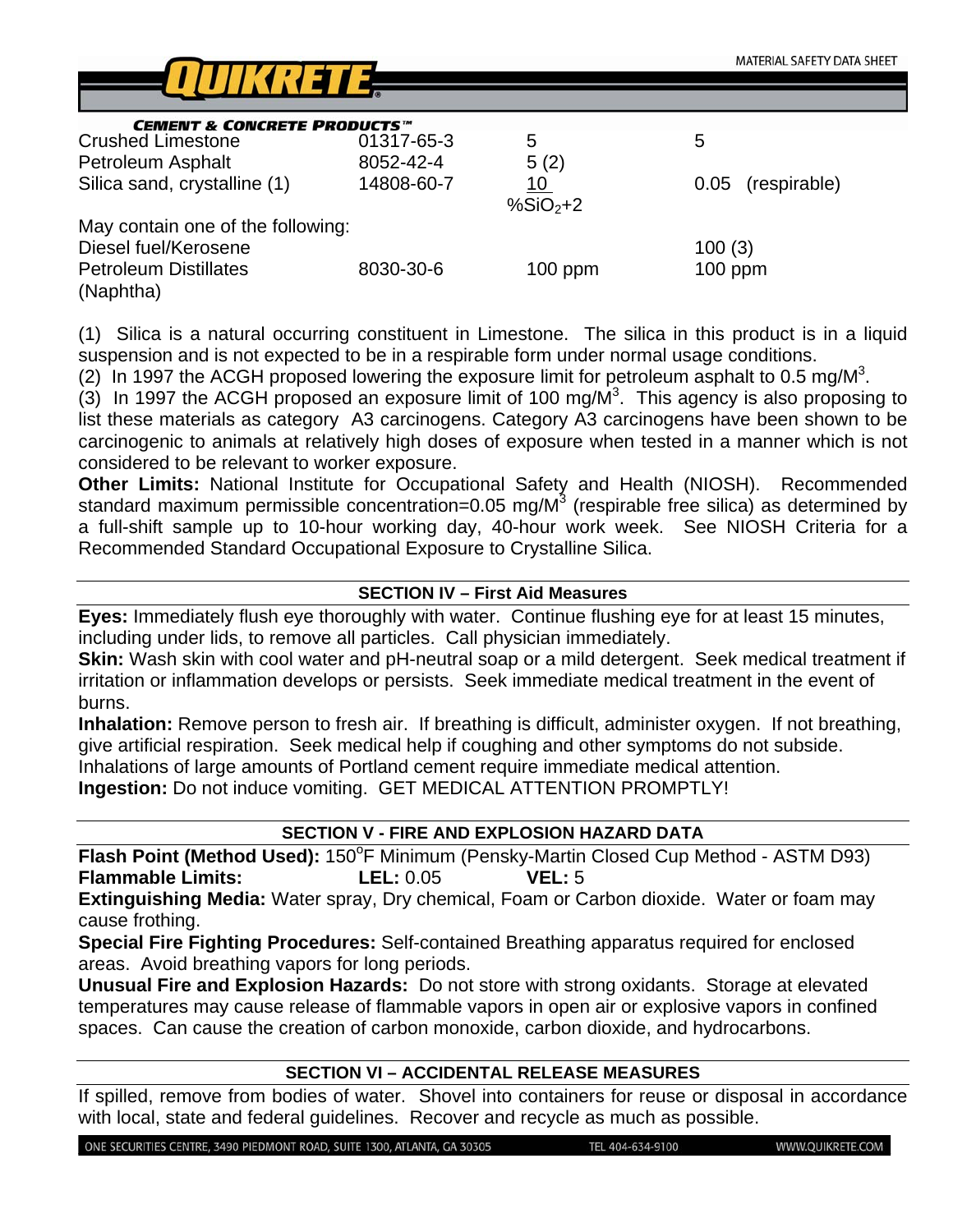| | | | |
|---|---|---|---|
| Crushed Limestone | 01317-65-3 | 5 | 5 |
| Petroleum Asphalt | 8052-42-4 | 5 (2) | |
| Silica sand, crystalline (1) | 14808-60-7 | $\frac{10}{\%SiO_2+2}$ | 0.05 (respirable) |
| May contain one of the following: | | | |
| Diesel fuel/Kerosene | | | 100 (3) |
| Petroleum Distillates (Naphtha) | 8030-30-6 | 100 ppm | 100 ppm |

(1) Silica is a natural occurring constituent in Limestone. The silica in this product is in a liquid suspension and is not expected to be in a respirable form under normal usage conditions.
(2) In 1997 the ACGH proposed lowering the exposure limit for petroleum asphalt to 0.5 mg/$M^3$.
(3) In 1997 the ACGH proposed an exposure limit of 100 mg/$M^3$. This agency is also proposing to list these materials as category A3 carcinogens. Category A3 carcinogens have been shown to be carcinogenic to animals at relatively high doses of exposure when tested in a manner which is not considered to be relevant to worker exposure.

**Other Limits:** National Institute for Occupational Safety and Health (NIOSH). Recommended standard maximum permissible concentration=0.05 mg/$M^3$ (respirable free silica) as determined by a full-shift sample up to 10-hour working day, 40-hour work week. See NIOSH Criteria for a Recommended Standard Occupational Exposure to Crystalline Silica.

## SECTION IV – First Aid Measures

**Eyes:** Immediately flush eye thoroughly with water. Continue flushing eye for at least 15 minutes, including under lids, to remove all particles. Call physician immediately.
**Skin:** Wash skin with cool water and pH-neutral soap or a mild detergent. Seek medical treatment if irritation or inflammation develops or persists. Seek immediate medical treatment in the event of burns.
**Inhalation:** Remove person to fresh air. If breathing is difficult, administer oxygen. If not breathing, give artificial respiration. Seek medical help if coughing and other symptoms do not subside. Inhalations of large amounts of Portland cement require immediate medical attention.
**Ingestion:** Do not induce vomiting. GET MEDICAL ATTENTION PROMPTLY!

## SECTION V - FIRE AND EXPLOSION HAZARD DATA

**Flash Point (Method Used):** 150°F Minimum (Pensky-Martin Closed Cup Method - ASTM D93)
**Flammable Limits:** **LEL:** 0.05 **VEL:** 5
**Extinguishing Media:** Water spray, Dry chemical, Foam or Carbon dioxide. Water or foam may cause frothing.
**Special Fire Fighting Procedures:** Self-contained Breathing apparatus required for enclosed areas. Avoid breathing vapors for long periods.
**Unusual Fire and Explosion Hazards:** Do not store with strong oxidants. Storage at elevated temperatures may cause release of flammable vapors in open air or explosive vapors in confined spaces. Can cause the creation of carbon monoxide, carbon dioxide, and hydrocarbons.

## SECTION VI – ACCIDENTAL RELEASE MEASURES

If spilled, remove from bodies of water. Shovel into containers for reuse or disposal in accordance with local, state and federal guidelines. Recover and recycle as much as possible.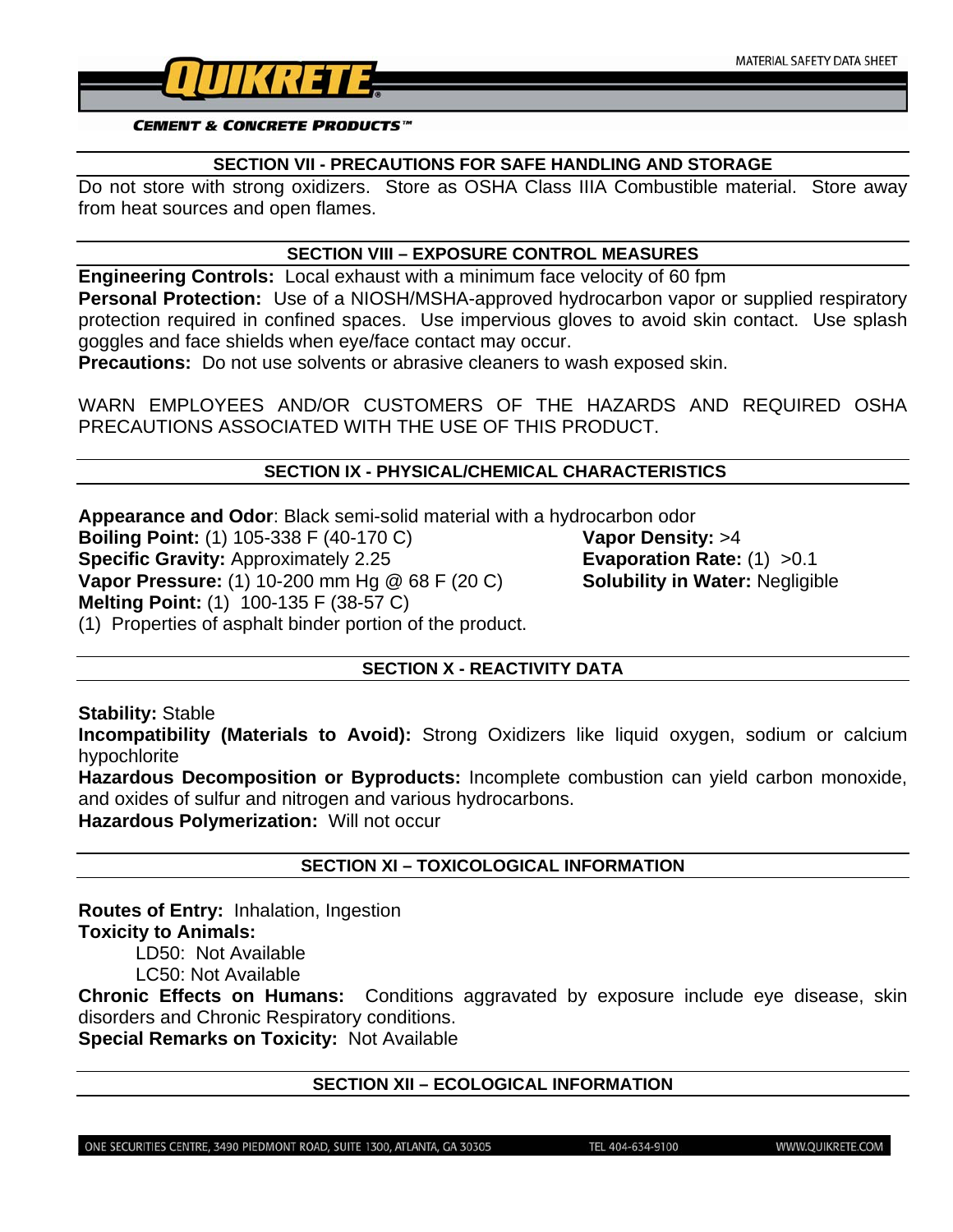## SECTION VII - PRECAUTIONS FOR SAFE HANDLING AND STORAGE

Do not store with strong oxidizers. Store as OSHA Class IIIA Combustible material. Store away from heat sources and open flames.

## SECTION VIII – EXPOSURE CONTROL MEASURES

**Engineering Controls:** Local exhaust with a minimum face velocity of 60 fpm

**Personal Protection:** Use of a NIOSH/MSHA-approved hydrocarbon vapor or supplied respiratory protection required in confined spaces. Use impervious gloves to avoid skin contact. Use splash goggles and face shields when eye/face contact may occur.

**Precautions:** Do not use solvents or abrasive cleaners to wash exposed skin.

WARN EMPLOYEES AND/OR CUSTOMERS OF THE HAZARDS AND REQUIRED OSHA PRECAUTIONS ASSOCIATED WITH THE USE OF THIS PRODUCT.

## SECTION IX - PHYSICAL/CHEMICAL CHARACTERISTICS

**Appearance and Odor**: Black semi-solid material with a hydrocarbon odor

**Boiling Point:** (1) 105-338 F (40-170 C)

**Specific Gravity:** Approximately 2.25

**Vapor Pressure:** (1) 10-200 mm Hg @ 68 F (20 C)

**Melting Point:** (1) 100-135 F (38-57 C)

**Vapor Density:** >4

**Evaporation Rate:** (1) >0.1

**Solubility in Water:** Negligible

(1) Properties of asphalt binder portion of the product.

## SECTION X - REACTIVITY DATA

**Stability:** Stable

**Incompatibility (Materials to Avoid):** Strong Oxidizers like liquid oxygen, sodium or calcium hypochlorite

**Hazardous Decomposition or Byproducts:** Incomplete combustion can yield carbon monoxide, and oxides of sulfur and nitrogen and various hydrocarbons.

**Hazardous Polymerization:** Will not occur

## SECTION XI – TOXICOLOGICAL INFORMATION

**Routes of Entry:** Inhalation, Ingestion

**Toxicity to Animals:**

- LD50: Not Available
- LC50: Not Available

**Chronic Effects on Humans:** Conditions aggravated by exposure include eye disease, skin disorders and Chronic Respiratory conditions.

**Special Remarks on Toxicity:** Not Available

## SECTION XII – ECOLOGICAL INFORMATION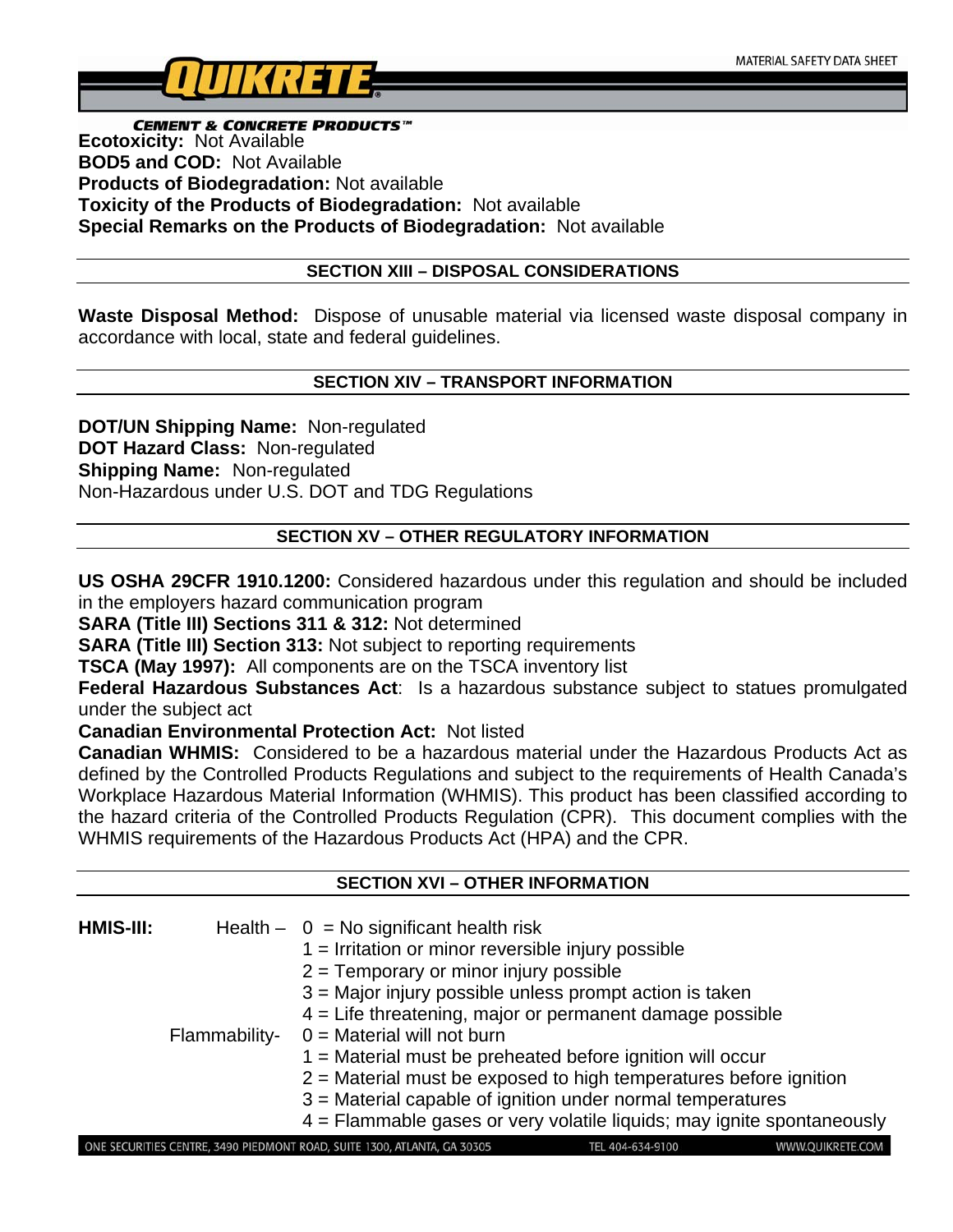**Ecotoxicity:** Not Available
**BOD5 and COD:** Not Available
**Products of Biodegradation:** Not available
**Toxicity of the Products of Biodegradation:** Not available
**Special Remarks on the Products of Biodegradation:** Not available

## SECTION XIII – DISPOSAL CONSIDERATIONS

**Waste Disposal Method:** Dispose of unusable material via licensed waste disposal company in accordance with local, state and federal guidelines.

## SECTION XIV – TRANSPORT INFORMATION

**DOT/UN Shipping Name:** Non-regulated
**DOT Hazard Class:** Non-regulated
**Shipping Name:** Non-regulated
Non-Hazardous under U.S. DOT and TDG Regulations

## SECTION XV – OTHER REGULATORY INFORMATION

**US OSHA 29CFR 1910.1200:** Considered hazardous under this regulation and should be included in the employers hazard communication program
**SARA (Title III) Sections 311 & 312:** Not determined
**SARA (Title III) Section 313:** Not subject to reporting requirements
**TSCA (May 1997):** All components are on the TSCA inventory list
**Federal Hazardous Substances Act**: Is a hazardous substance subject to statues promulgated under the subject act
**Canadian Environmental Protection Act:** Not listed
**Canadian WHMIS:** Considered to be a hazardous material under the Hazardous Products Act as defined by the Controlled Products Regulations and subject to the requirements of Health Canada's Workplace Hazardous Material Information (WHMIS). This product has been classified according to the hazard criteria of the Controlled Products Regulation (CPR). This document complies with the WHMIS requirements of the Hazardous Products Act (HPA) and the CPR.

## SECTION XVI – OTHER INFORMATION

**HMIS-III:**

Health –
- 0 = No significant health risk
- 1 = Irritation or minor reversible injury possible
- 2 = Temporary or minor injury possible
- 3 = Major injury possible unless prompt action is taken
- 4 = Life threatening, major or permanent damage possible

Flammability-
- 0 = Material will not burn
- 1 = Material must be preheated before ignition will occur
- 2 = Material must be exposed to high temperatures before ignition
- 3 = Material capable of ignition under normal temperatures
- 4 = Flammable gases or very volatile liquids; may ignite spontaneously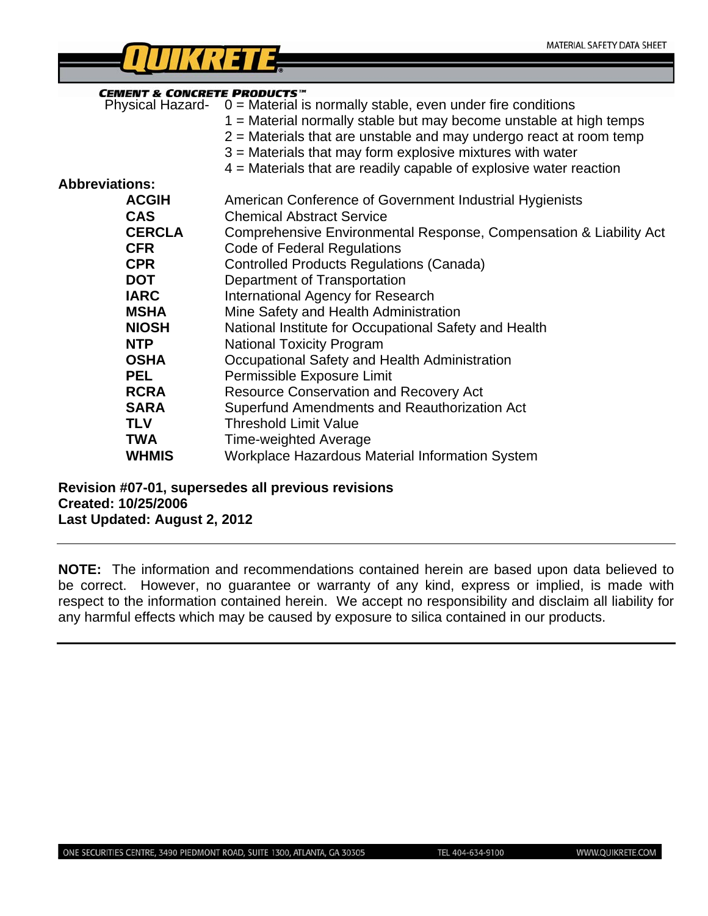Physical Hazard- 0 = Material is normally stable, even under fire conditions
1 = Material normally stable but may become unstable at high temps
2 = Materials that are unstable and may undergo react at room temp
3 = Materials that may form explosive mixtures with water
4 = Materials that are readily capable of explosive water reaction

**Abbreviations:**

| | |
|---|---|
| **ACGIH** | American Conference of Government Industrial Hygienists |
| **CAS** | Chemical Abstract Service |
| **CERCLA** | Comprehensive Environmental Response, Compensation & Liability Act |
| **CFR** | Code of Federal Regulations |
| **CPR** | Controlled Products Regulations (Canada) |
| **DOT** | Department of Transportation |
| **IARC** | International Agency for Research |
| **MSHA** | Mine Safety and Health Administration |
| **NIOSH** | National Institute for Occupational Safety and Health |
| **NTP** | National Toxicity Program |
| **OSHA** | Occupational Safety and Health Administration |
| **PEL** | Permissible Exposure Limit |
| **RCRA** | Resource Conservation and Recovery Act |
| **SARA** | Superfund Amendments and Reauthorization Act |
| **TLV** | Threshold Limit Value |
| **TWA** | Time-weighted Average |
| **WHMIS** | Workplace Hazardous Material Information System |

**Revision #07-01, supersedes all previous revisions**
**Created: 10/25/2006**
**Last Updated: August 2, 2012**

---

**NOTE:** The information and recommendations contained herein are based upon data believed to be correct. However, no guarantee or warranty of any kind, express or implied, is made with respect to the information contained herein. We accept no responsibility and disclaim all liability for any harmful effects which may be caused by exposure to silica contained in our products.